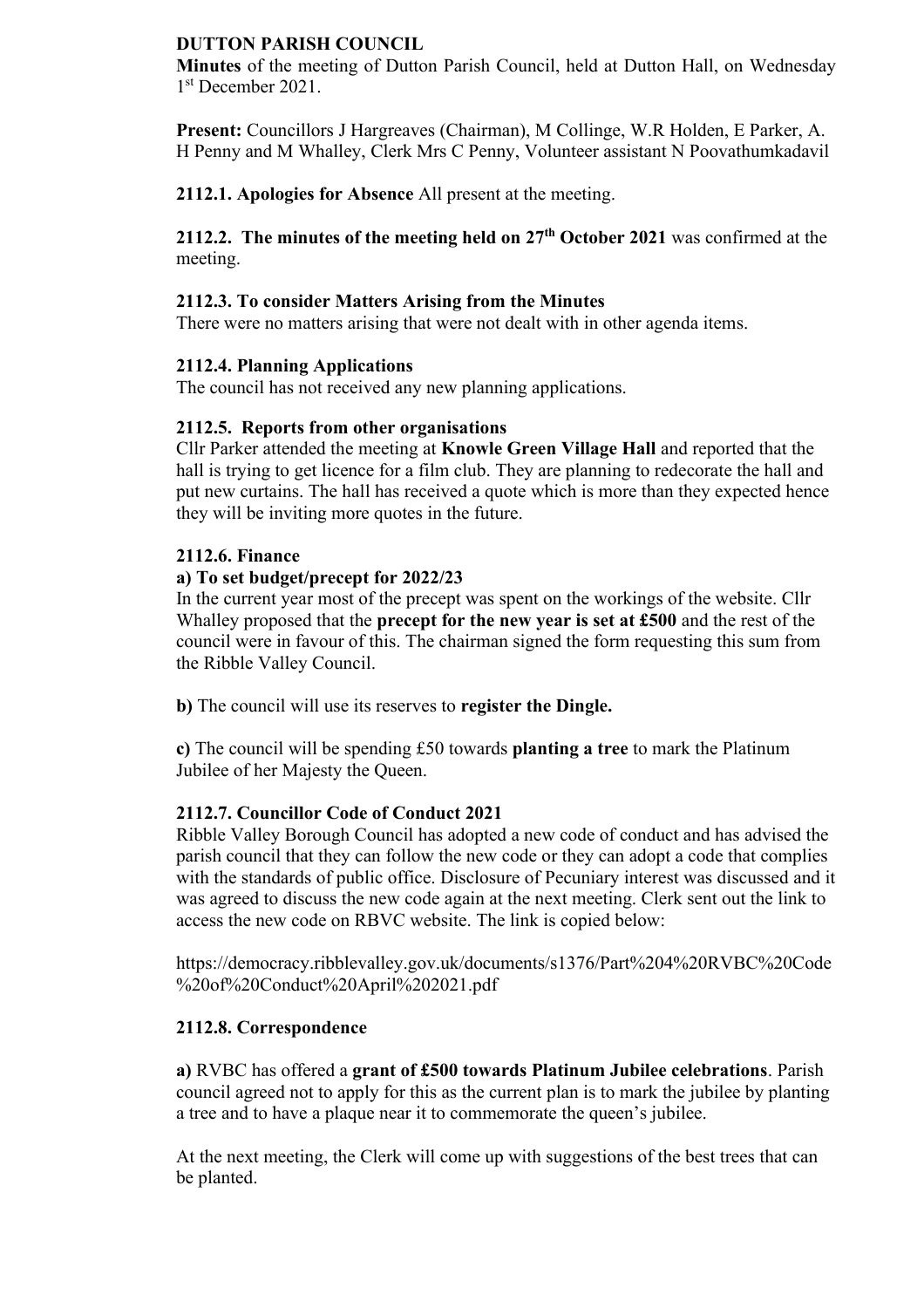**DUTTON PARISH COUNCIL**

**Minutes** of the meeting of Dutton Parish Council, held at Dutton Hall, on Wednesday 1st December 2021.

**Present:** Councillors J Hargreaves (Chairman), M Collinge, W.R Holden, E Parker, A. H Penny and M Whalley, Clerk Mrs C Penny, Volunteer assistant N Poovathumkadavil

**2112.1. Apologies for Absence** All present at the meeting.

**2112.2. The minutes of the meeting held on 27th October 2021** was confirmed at the meeting.

**2112.3. To consider Matters Arising from the Minutes**

There were no matters arising that were not dealt with in other agenda items.

**2112.4. Planning Applications**

The council has not received any new planning applications.

**2112.5. Reports from other organisations**

Cllr Parker attended the meeting at **Knowle Green Village Hall** and reported that the hall is trying to get licence for a film club. They are planning to redecorate the hall and put new curtains. The hall has received a quote which is more than they expected hence they will be inviting more quotes in the future.

**2112.6. Finance**

**a) To set budget/precept for 2022/23**

In the current year most of the precept was spent on the workings of the website. Cllr Whalley proposed that the **precept for the new year is set at £500** and the rest of the council were in favour of this. The chairman signed the form requesting this sum from the Ribble Valley Council.

**b)** The council will use its reserves to **register the Dingle.**

**c)** The council will be spending £50 towards **planting a tree** to mark the Platinum Jubilee of her Majesty the Queen.

**2112.7. Councillor Code of Conduct 2021**

Ribble Valley Borough Council has adopted a new code of conduct and has advised the parish council that they can follow the new code or they can adopt a code that complies with the standards of public office. Disclosure of Pecuniary interest was discussed and it was agreed to discuss the new code again at the next meeting. Clerk sent out the link to access the new code on RBVC website. The link is copied below:

https://democracy.ribblevalley.gov.uk/documents/s1376/Part%204%20RVBC%20Code%20of%20Conduct%20April%202021.pdf

**2112.8. Correspondence**

**a)** RVBC has offered a **grant of £500 towards Platinum Jubilee celebrations**. Parish council agreed not to apply for this as the current plan is to mark the jubilee by planting a tree and to have a plaque near it to commemorate the queen's jubilee.

At the next meeting, the Clerk will come up with suggestions of the best trees that can be planted.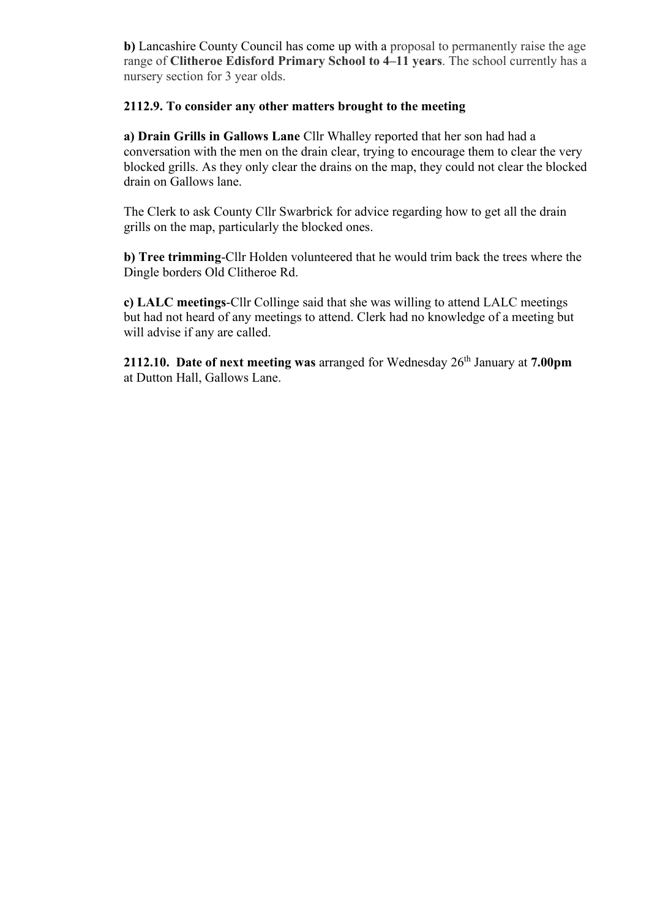**b)** Lancashire County Council has come up with a proposal to permanently raise the age range of **Clitheroe Edisford Primary School to 4–11 years**. The school currently has a nursery section for 3 year olds.

**2112.9. To consider any other matters brought to the meeting**

**a) Drain Grills in Gallows Lane** Cllr Whalley reported that her son had had a conversation with the men on the drain clear, trying to encourage them to clear the very blocked grills. As they only clear the drains on the map, they could not clear the blocked drain on Gallows lane.

The Clerk to ask County Cllr Swarbrick for advice regarding how to get all the drain grills on the map, particularly the blocked ones.

**b) Tree trimming**-Cllr Holden volunteered that he would trim back the trees where the Dingle borders Old Clitheroe Rd.

**c) LALC meetings**-Cllr Collinge said that she was willing to attend LALC meetings but had not heard of any meetings to attend. Clerk had no knowledge of a meeting but will advise if any are called.

**2112.10. Date of next meeting was** arranged for Wednesday 26th January at **7.00pm** at Dutton Hall, Gallows Lane.